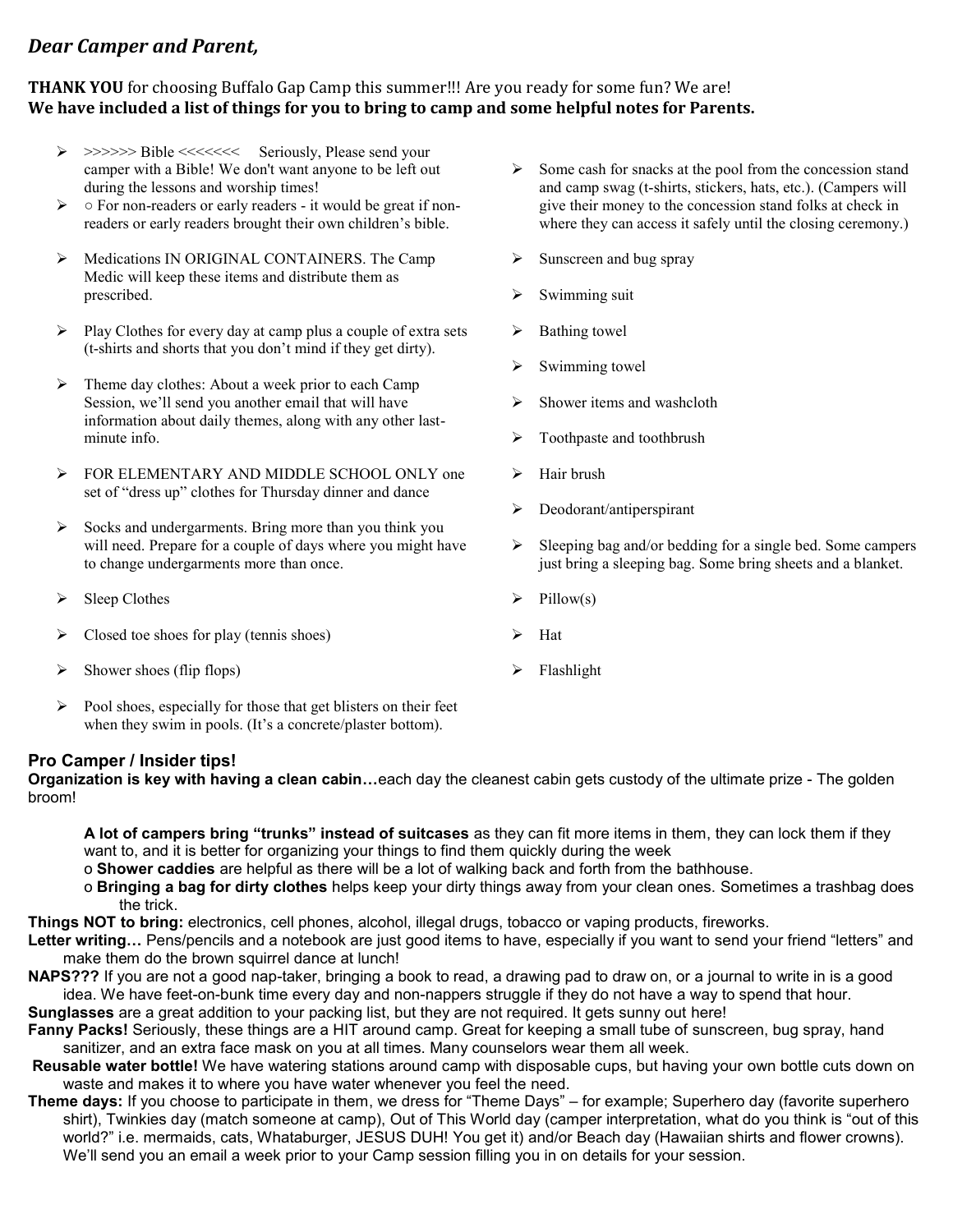## *Dear Camper and Parent,*

**THANK YOU** for choosing Buffalo Gap Camp this summer!!! Are you ready for some fun? We are!
**We have included a list of things for you to bring to camp and some helpful notes for Parents.**

- >>>>>> Bible <<<<<<< Seriously, Please send your camper with a Bible! We don't want anyone to be left out during the lessons and worship times!
- ○ For non-readers or early readers - it would be great if non-readers or early readers brought their own children's bible.
- Medications IN ORIGINAL CONTAINERS. The Camp Medic will keep these items and distribute them as prescribed.
- Play Clothes for every day at camp plus a couple of extra sets (t-shirts and shorts that you don't mind if they get dirty).
- Theme day clothes: About a week prior to each Camp Session, we'll send you another email that will have information about daily themes, along with any other last-minute info.
- FOR ELEMENTARY AND MIDDLE SCHOOL ONLY one set of "dress up" clothes for Thursday dinner and dance
- Socks and undergarments. Bring more than you think you will need. Prepare for a couple of days where you might have to change undergarments more than once.
- Sleep Clothes
- Closed toe shoes for play (tennis shoes)
- Shower shoes (flip flops)
- Pool shoes, especially for those that get blisters on their feet when they swim in pools. (It's a concrete/plaster bottom).
- Some cash for snacks at the pool from the concession stand and camp swag (t-shirts, stickers, hats, etc.). (Campers will give their money to the concession stand folks at check in where they can access it safely until the closing ceremony.)
- Sunscreen and bug spray
- Swimming suit
- Bathing towel
- Swimming towel
- Shower items and washcloth
- Toothpaste and toothbrush
- Hair brush
- Deodorant/antiperspirant
- Sleeping bag and/or bedding for a single bed. Some campers just bring a sleeping bag. Some bring sheets and a blanket.
- Pillow(s)
- Hat
- Flashlight

### Pro Camper / Insider tips!

**Organization is key with having a clean cabin…**each day the cleanest cabin gets custody of the ultimate prize - The golden broom!

**A lot of campers bring "trunks" instead of suitcases** as they can fit more items in them, they can lock them if they want to, and it is better for organizing your things to find them quickly during the week

- **Shower caddies** are helpful as there will be a lot of walking back and forth from the bathhouse.
- **Bringing a bag for dirty clothes** helps keep your dirty things away from your clean ones. Sometimes a trashbag does the trick.

**Things NOT to bring:** electronics, cell phones, alcohol, illegal drugs, tobacco or vaping products, fireworks.

**Letter writing…** Pens/pencils and a notebook are just good items to have, especially if you want to send your friend "letters" and make them do the brown squirrel dance at lunch!

**NAPS???** If you are not a good nap-taker, bringing a book to read, a drawing pad to draw on, or a journal to write in is a good idea. We have feet-on-bunk time every day and non-nappers struggle if they do not have a way to spend that hour.

**Sunglasses** are a great addition to your packing list, but they are not required. It gets sunny out here!

**Fanny Packs!** Seriously, these things are a HIT around camp. Great for keeping a small tube of sunscreen, bug spray, hand sanitizer, and an extra face mask on you at all times. Many counselors wear them all week.

**Reusable water bottle!** We have watering stations around camp with disposable cups, but having your own bottle cuts down on waste and makes it to where you have water whenever you feel the need.

**Theme days:** If you choose to participate in them, we dress for "Theme Days" – for example; Superhero day (favorite superhero shirt), Twinkies day (match someone at camp), Out of This World day (camper interpretation, what do you think is "out of this world?" i.e. mermaids, cats, Whataburger, JESUS DUH! You get it) and/or Beach day (Hawaiian shirts and flower crowns). We'll send you an email a week prior to your Camp session filling you in on details for your session.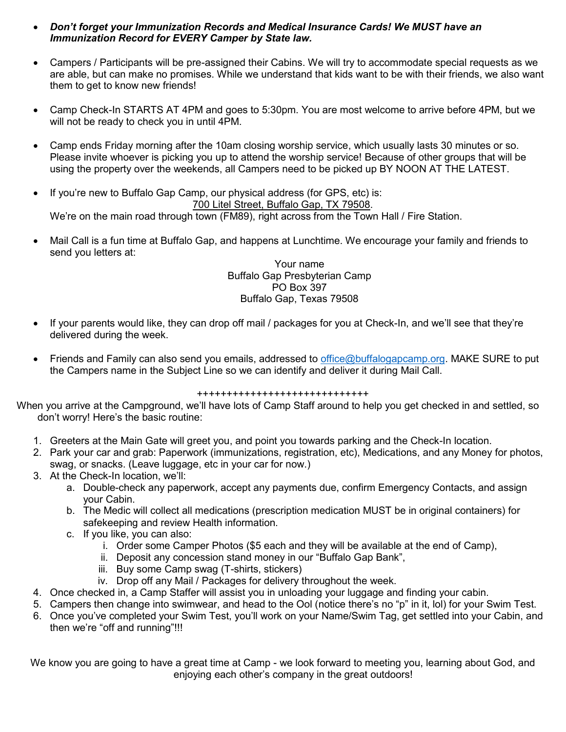- ***Don't forget your Immunization Records and Medical Insurance Cards! We MUST have an Immunization Record for EVERY Camper by State law.***

- Campers / Participants will be pre-assigned their Cabins. We will try to accommodate special requests as we are able, but can make no promises. While we understand that kids want to be with their friends, we also want them to get to know new friends!

- Camp Check-In STARTS AT 4PM and goes to 5:30pm. You are most welcome to arrive before 4PM, but we will not be ready to check you in until 4PM.

- Camp ends Friday morning after the 10am closing worship service, which usually lasts 30 minutes or so. Please invite whoever is picking you up to attend the worship service! Because of other groups that will be using the property over the weekends, all Campers need to be picked up BY NOON AT THE LATEST.

- If you're new to Buffalo Gap Camp, our physical address (for GPS, etc) is:
  700 Litel Street, Buffalo Gap, TX 79508.
  We're on the main road through town (FM89), right across from the Town Hall / Fire Station.

- Mail Call is a fun time at Buffalo Gap, and happens at Lunchtime. We encourage your family and friends to send you letters at:

  Your name
  Buffalo Gap Presbyterian Camp
  PO Box 397
  Buffalo Gap, Texas 79508

- If your parents would like, they can drop off mail / packages for you at Check-In, and we'll see that they're delivered during the week.

- Friends and Family can also send you emails, addressed to office@buffalogapcamp.org. MAKE SURE to put the Campers name in the Subject Line so we can identify and deliver it during Mail Call.

+++++++++++++++++++++++++++++

When you arrive at the Campground, we'll have lots of Camp Staff around to help you get checked in and settled, so don't worry! Here's the basic routine:

1. Greeters at the Main Gate will greet you, and point you towards parking and the Check-In location.
2. Park your car and grab: Paperwork (immunizations, registration, etc), Medications, and any Money for photos, swag, or snacks. (Leave luggage, etc in your car for now.)
3. At the Check-In location, we'll:
   a. Double-check any paperwork, accept any payments due, confirm Emergency Contacts, and assign your Cabin.
   b. The Medic will collect all medications (prescription medication MUST be in original containers) for safekeeping and review Health information.
   c. If you like, you can also:
      i. Order some Camper Photos ($5 each and they will be available at the end of Camp),
      ii. Deposit any concession stand money in our "Buffalo Gap Bank",
      iii. Buy some Camp swag (T-shirts, stickers)
      iv. Drop off any Mail / Packages for delivery throughout the week.
4. Once checked in, a Camp Staffer will assist you in unloading your luggage and finding your cabin.
5. Campers then change into swimwear, and head to the Ool (notice there's no "p" in it, lol) for your Swim Test.
6. Once you've completed your Swim Test, you'll work on your Name/Swim Tag, get settled into your Cabin, and then we're "off and running"!!!

We know you are going to have a great time at Camp - we look forward to meeting you, learning about God, and enjoying each other's company in the great outdoors!